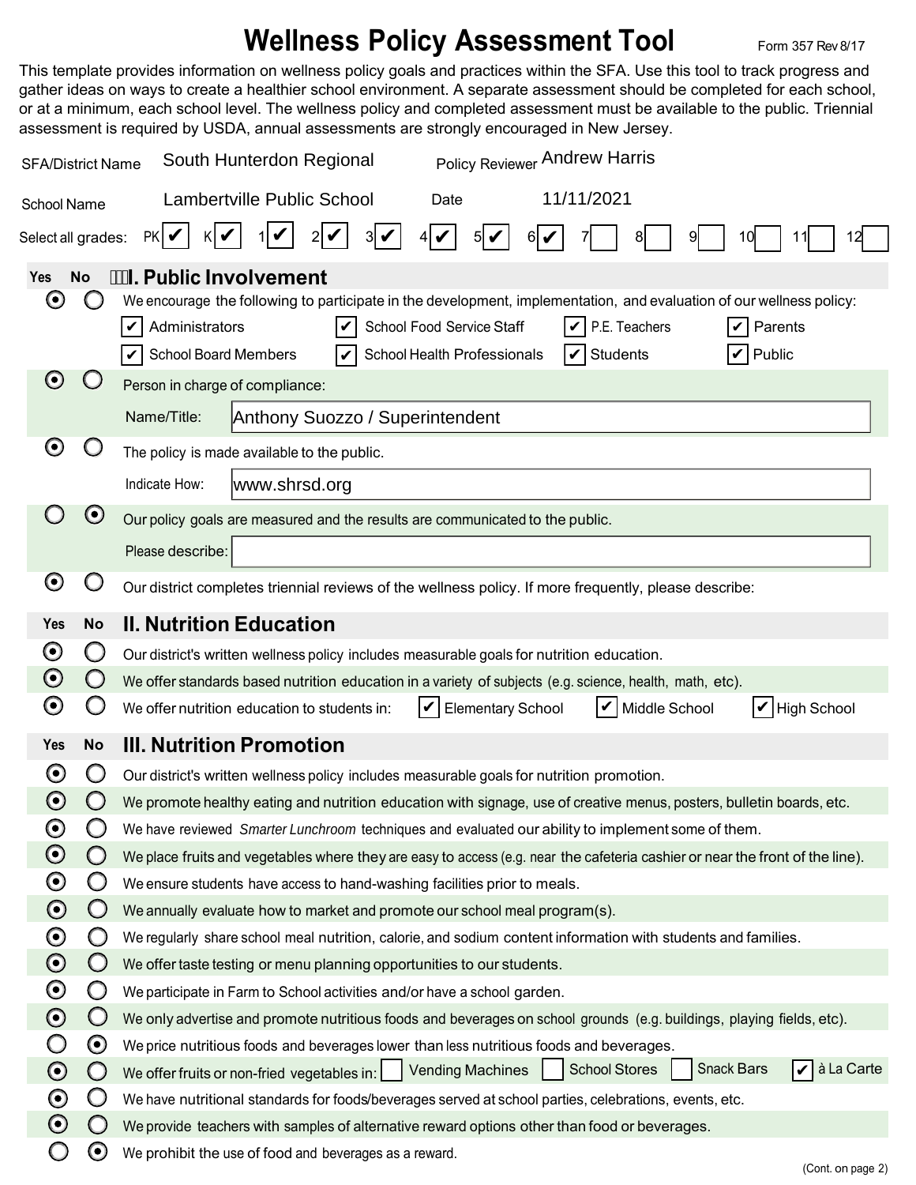# Wellness Policy Assessment Tool

Form 357 Rev 8/17

This template provides information on wellness policy goals and practices within the SFA. Use this tool to track progress and gather ideas on ways to create a healthier school environment. A separate assessment should be completed for each school, or at a minimum, each school level. The wellness policy and completed assessment must be available to the public. Triennial assessment is required by USDA, annual assessments are strongly encouraged in New Jersey.

**SFA/District Name:** South Hunterdon Regional  **Policy Reviewer:** Andrew Harris

**School Name:** Lambertville Public School  **Date:** 11/11/2021

**Select all grades:** PK ☑ K ☑ 1 ☑ 2 ☑ 3 ☑ 4 ☑ 5 ☑ 6 ☑ 7 ☐ 8 ☐ 9 ☐ 10 ☐ 11 ☐ 12 ☐

## I. Public Involvement

| Yes | No | |
|---|---|---|
| ◉ | ○ | We encourage the following to participate in the development, implementation, and evaluation of our wellness policy: ☑ Administrators ☑ School Food Service Staff ☑ P.E. Teachers ☑ Parents ☑ School Board Members ☑ School Health Professionals ☑ Students ☑ Public |
| ◉ | ○ | Person in charge of compliance: Name/Title: Anthony Suozzo / Superintendent |
| ◉ | ○ | The policy is made available to the public. Indicate How: www.shrsd.org |
| ○ | ◉ | Our policy goals are measured and the results are communicated to the public. Please describe: |
| ◉ | ○ | Our district completes triennial reviews of the wellness policy. If more frequently, please describe: |

## II. Nutrition Education

| Yes | No | |
|---|---|---|
| ◉ | ○ | Our district's written wellness policy includes measurable goals for nutrition education. |
| ◉ | ○ | We offer standards based nutrition education in a variety of subjects (e.g. science, health, math, etc). |
| ◉ | ○ | We offer nutrition education to students in: ☑ Elementary School ☑ Middle School ☑ High School |

## III. Nutrition Promotion

| Yes | No | |
|---|---|---|
| ◉ | ○ | Our district's written wellness policy includes measurable goals for nutrition promotion. |
| ◉ | ○ | We promote healthy eating and nutrition education with signage, use of creative menus, posters, bulletin boards, etc. |
| ◉ | ○ | We have reviewed *Smarter Lunchroom* techniques and evaluated our ability to implement some of them. |
| ◉ | ○ | We place fruits and vegetables where they are easy to access (e.g. near the cafeteria cashier or near the front of the line). |
| ◉ | ○ | We ensure students have access to hand-washing facilities prior to meals. |
| ◉ | ○ | We annually evaluate how to market and promote our school meal program(s). |
| ◉ | ○ | We regularly share school meal nutrition, calorie, and sodium content information with students and families. |
| ◉ | ○ | We offer taste testing or menu planning opportunities to our students. |
| ◉ | ○ | We participate in Farm to School activities and/or have a school garden. |
| ◉ | ○ | We only advertise and promote nutritious foods and beverages on school grounds (e.g. buildings, playing fields, etc). |
| ○ | ◉ | We price nutritious foods and beverages lower than less nutritious foods and beverages. |
| ◉ | ○ | We offer fruits or non-fried vegetables in: ☐ Vending Machines ☐ School Stores ☐ Snack Bars ☑ à La Carte |
| ◉ | ○ | We have nutritional standards for foods/beverages served at school parties, celebrations, events, etc. |
| ◉ | ○ | We provide teachers with samples of alternative reward options other than food or beverages. |
| ○ | ◉ | We prohibit the use of food and beverages as a reward. |

(Cont. on page 2)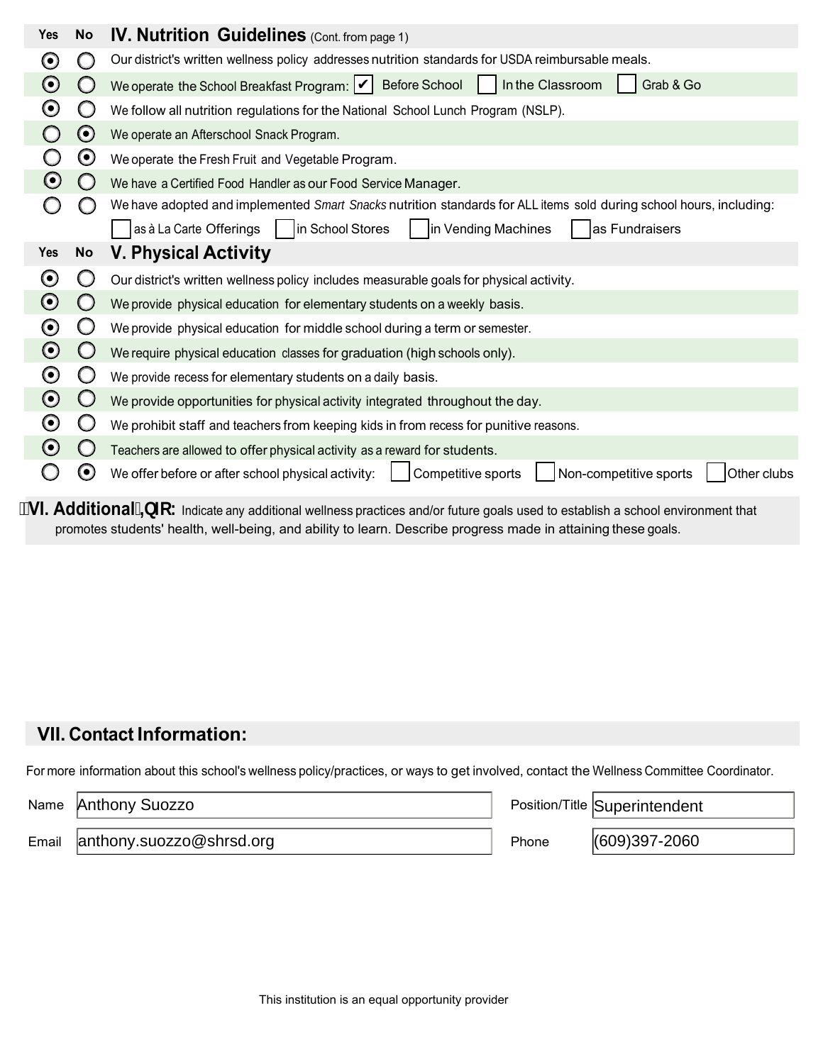## IV. Nutrition Guidelines (Cont. from page 1)

| Yes | No | |
|---|---|---|
| ◉ | ○ | Our district's written wellness policy addresses nutrition standards for USDA reimbursable meals. |
| ◉ | ○ | We operate the School Breakfast Program: ☑ Before School ☐ In the Classroom ☐ Grab & Go |
| ◉ | ○ | We follow all nutrition regulations for the National School Lunch Program (NSLP). |
| ○ | ◉ | We operate an Afterschool Snack Program. |
| ○ | ◉ | We operate the Fresh Fruit and Vegetable Program. |
| ◉ | ○ | We have a Certified Food Handler as our Food Service Manager. |
| ○ | ○ | We have adopted and implemented *Smart Snacks* nutrition standards for ALL items sold during school hours, including: ☐ as à La Carte Offerings ☐ in School Stores ☐ in Vending Machines ☐ as Fundraisers |

## V. Physical Activity

| Yes | No | |
|---|---|---|
| ◉ | ○ | Our district's written wellness policy includes measurable goals for physical activity. |
| ◉ | ○ | We provide physical education for elementary students on a weekly basis. |
| ◉ | ○ | We provide physical education for middle school during a term or semester. |
| ◉ | ○ | We require physical education classes for graduation (high schools only). |
| ◉ | ○ | We provide recess for elementary students on a daily basis. |
| ◉ | ○ | We provide opportunities for physical activity integrated throughout the day. |
| ◉ | ○ | We prohibit staff and teachers from keeping kids in from recess for punitive reasons. |
| ◉ | ○ | Teachers are allowed to offer physical activity as a reward for students. |
| ○ | ◉ | We offer before or after school physical activity: ☐ Competitive sports ☐ Non-competitive sports ☐ Other clubs |

## VI. Additional Info:

Indicate any additional wellness practices and/or future goals used to establish a school environment that promotes students' health, well-being, and ability to learn. Describe progress made in attaining these goals.

## VII. Contact Information:

For more information about this school's wellness policy/practices, or ways to get involved, contact the Wellness Committee Coordinator.

Name: Anthony Suozzo

Position/Title: Superintendent

Email: anthony.suozzo@shrsd.org

Phone: (609)397-2060

This institution is an equal opportunity provider